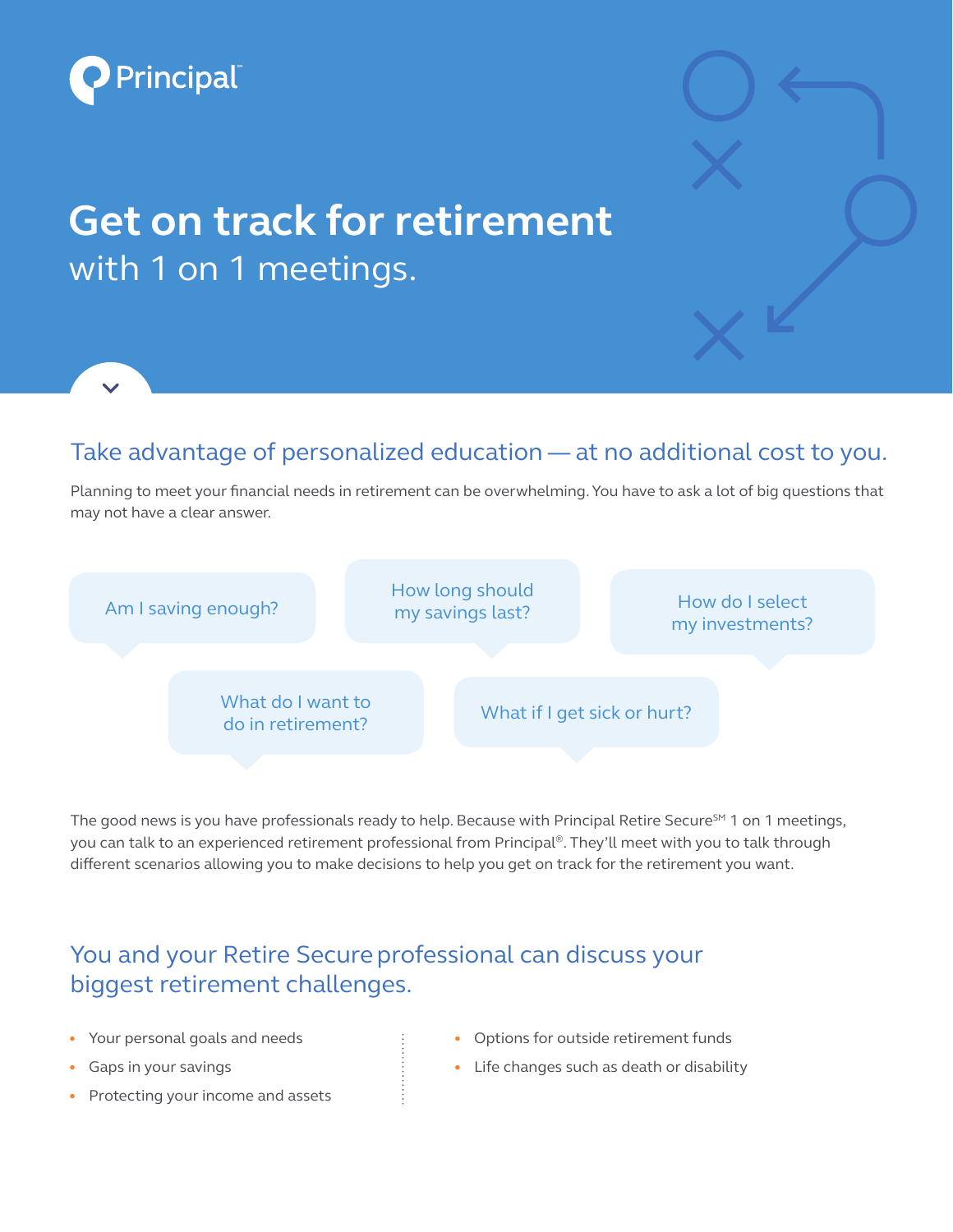Principal™

# Get on track for retirement

with 1 on 1 meetings.

## Take advantage of personalized education — at no additional cost to you.

Planning to meet your financial needs in retirement can be overwhelming. You have to ask a lot of big questions that may not have a clear answer.

- Am I saving enough?
- How long should my savings last?
- How do I select my investments?
- What do I want to do in retirement?
- What if I get sick or hurt?

The good news is you have professionals ready to help. Because with Principal Retire Secure℠ 1 on 1 meetings, you can talk to an experienced retirement professional from Principal®. They'll meet with you to talk through different scenarios allowing you to make decisions to help you get on track for the retirement you want.

## You and your Retire Secure professional can discuss your biggest retirement challenges.

- Your personal goals and needs
- Gaps in your savings
- Protecting your income and assets
- Options for outside retirement funds
- Life changes such as death or disability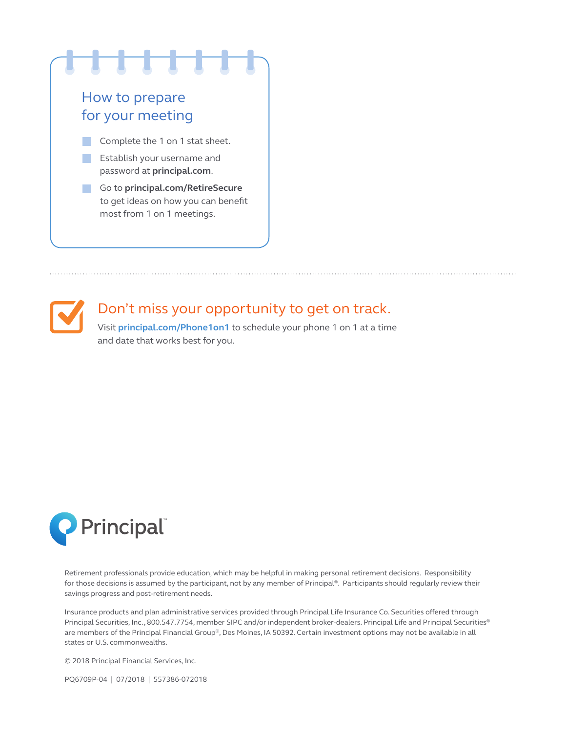## How to prepare for your meeting

- Complete the 1 on 1 stat sheet.
- Establish your username and password at **principal.com**.
- Go to **principal.com/RetireSecure** to get ideas on how you can benefit most from 1 on 1 meetings.

---

## Don't miss your opportunity to get on track.

Visit **principal.com/Phone1on1** to schedule your phone 1 on 1 at a time and date that works best for you.

Principal℠

Retirement professionals provide education, which may be helpful in making personal retirement decisions. Responsibility for those decisions is assumed by the participant, not by any member of Principal®. Participants should regularly review their savings progress and post-retirement needs.

Insurance products and plan administrative services provided through Principal Life Insurance Co. Securities offered through Principal Securities, Inc., 800.547.7754, member SIPC and/or independent broker-dealers. Principal Life and Principal Securities® are members of the Principal Financial Group®, Des Moines, IA 50392. Certain investment options may not be available in all states or U.S. commonwealths.

© 2018 Principal Financial Services, Inc.

PQ6709P-04 | 07/2018 | 557386-072018